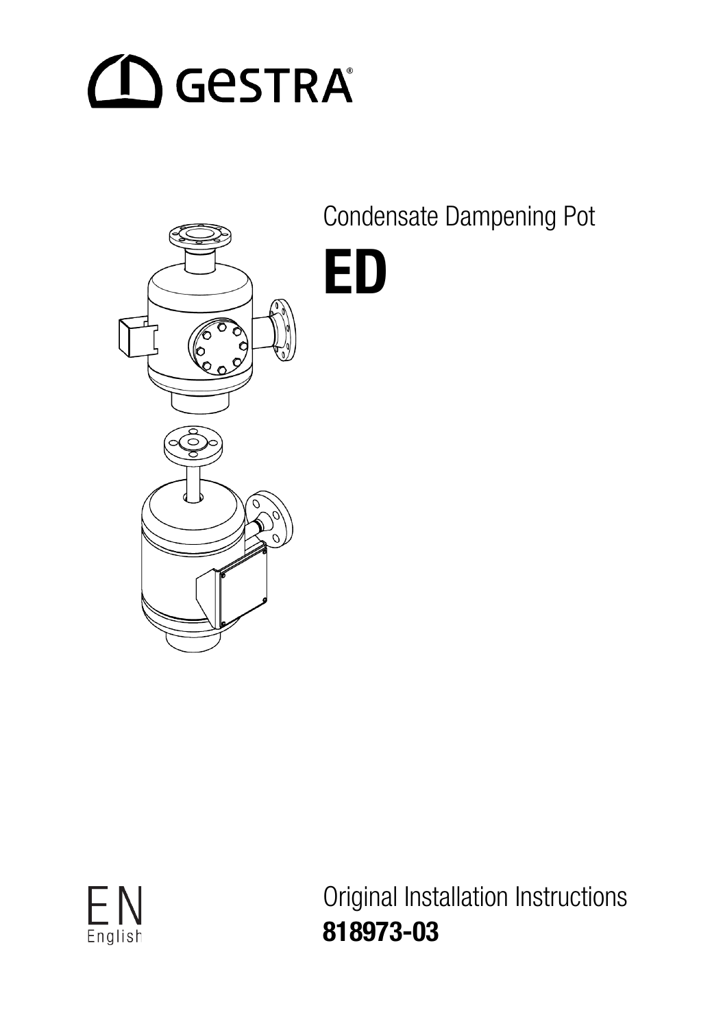GESTRA

Condensate Dampening Pot

# ED

EN
English

Original Installation Instructions
**818973-03**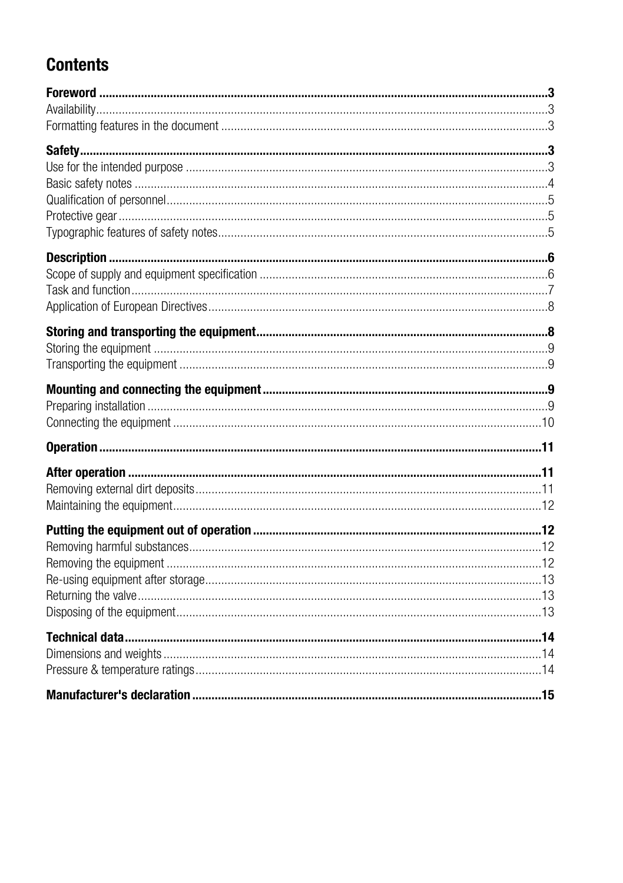# Contents

**Foreword** ........................................................................................................................................ **3**
Availability ........................................................................................................................................ 3
Formatting features in the document ..................................................................................................... 3

**Safety** ............................................................................................................................................. **3**
Use for the intended purpose ............................................................................................................... 3
Basic safety notes ............................................................................................................................... 4
Qualification of personnel .................................................................................................................... 5
Protective gear .................................................................................................................................... 5
Typographic features of safety notes ..................................................................................................... 5

**Description** ..................................................................................................................................... **6**
Scope of supply and equipment specification ........................................................................................ 6
Task and function ................................................................................................................................ 7
Application of European Directives ........................................................................................................ 8

**Storing and transporting the equipment** ........................................................................................ **8**
Storing the equipment ......................................................................................................................... 9
Transporting the equipment ................................................................................................................. 9

**Mounting and connecting the equipment** ........................................................................................ **9**
Preparing installation ........................................................................................................................... 9
Connecting the equipment ................................................................................................................. 10

**Operation** ..................................................................................................................................... **11**

**After operation** ............................................................................................................................. **11**
Removing external dirt deposits .......................................................................................................... 11
Maintaining the equipment ................................................................................................................. 12

**Putting the equipment out of operation** ........................................................................................ **12**
Removing harmful substances ............................................................................................................ 12
Removing the equipment ................................................................................................................... 12
Re-using equipment after storage ....................................................................................................... 13
Returning the valve ............................................................................................................................ 13
Disposing of the equipment ................................................................................................................ 13

**Technical data** .............................................................................................................................. **14**
Dimensions and weights .................................................................................................................... 14
Pressure & temperature ratings .......................................................................................................... 14

**Manufacturer's declaration** .......................................................................................................... **15**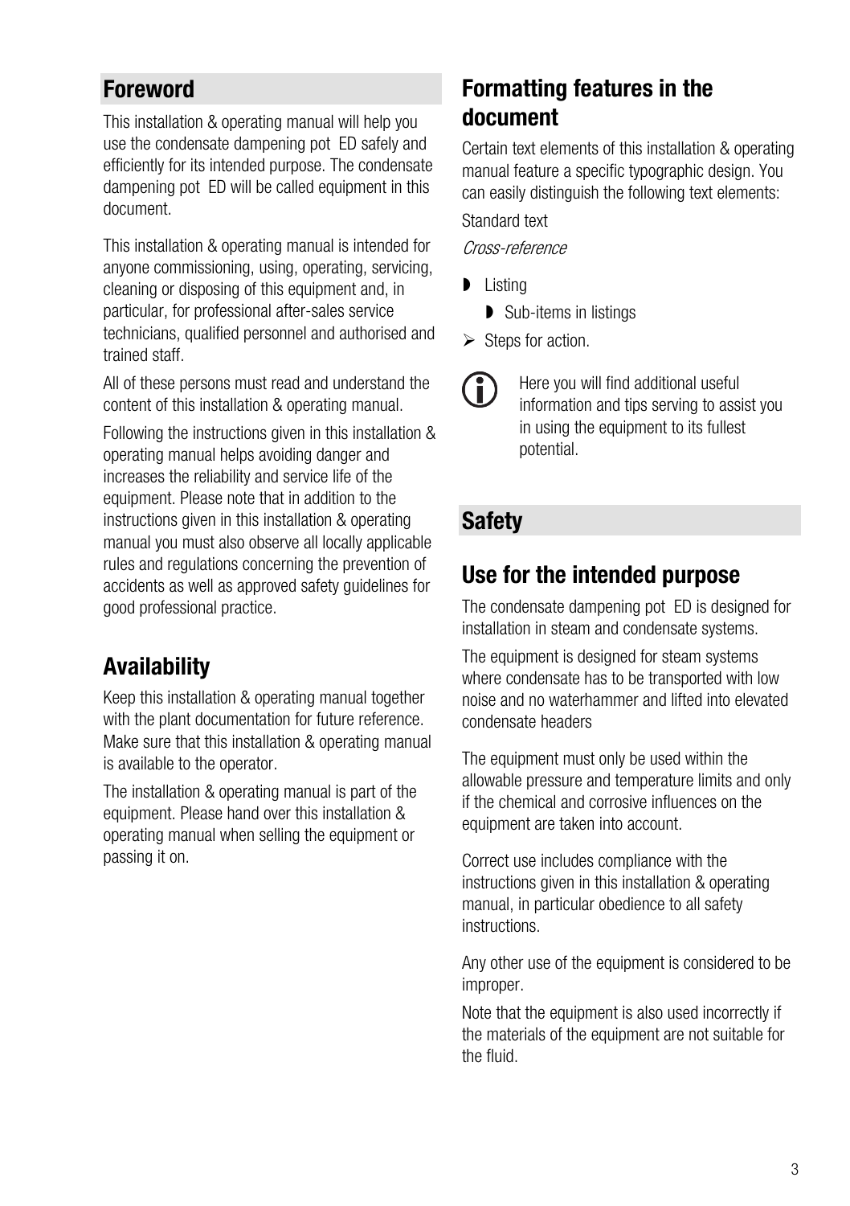## Foreword

This installation & operating manual will help you use the condensate dampening pot ED safely and efficiently for its intended purpose. The condensate dampening pot ED will be called equipment in this document.

This installation & operating manual is intended for anyone commissioning, using, operating, servicing, cleaning or disposing of this equipment and, in particular, for professional after-sales service technicians, qualified personnel and authorised and trained staff.

All of these persons must read and understand the content of this installation & operating manual.

Following the instructions given in this installation & operating manual helps avoiding danger and increases the reliability and service life of the equipment. Please note that in addition to the instructions given in this installation & operating manual you must also observe all locally applicable rules and regulations concerning the prevention of accidents as well as approved safety guidelines for good professional practice.

## Availability

Keep this installation & operating manual together with the plant documentation for future reference. Make sure that this installation & operating manual is available to the operator.

The installation & operating manual is part of the equipment. Please hand over this installation & operating manual when selling the equipment or passing it on.

## Formatting features in the document

Certain text elements of this installation & operating manual feature a specific typographic design. You can easily distinguish the following text elements:

Standard text

*Cross-reference*

- Listing
  - Sub-items in listings
- ➢ Steps for action.

ⓘ Here you will find additional useful information and tips serving to assist you in using the equipment to its fullest potential.

## Safety

## Use for the intended purpose

The condensate dampening pot ED is designed for installation in steam and condensate systems.

The equipment is designed for steam systems where condensate has to be transported with low noise and no waterhammer and lifted into elevated condensate headers

The equipment must only be used within the allowable pressure and temperature limits and only if the chemical and corrosive influences on the equipment are taken into account.

Correct use includes compliance with the instructions given in this installation & operating manual, in particular obedience to all safety instructions.

Any other use of the equipment is considered to be improper.

Note that the equipment is also used incorrectly if the materials of the equipment are not suitable for the fluid.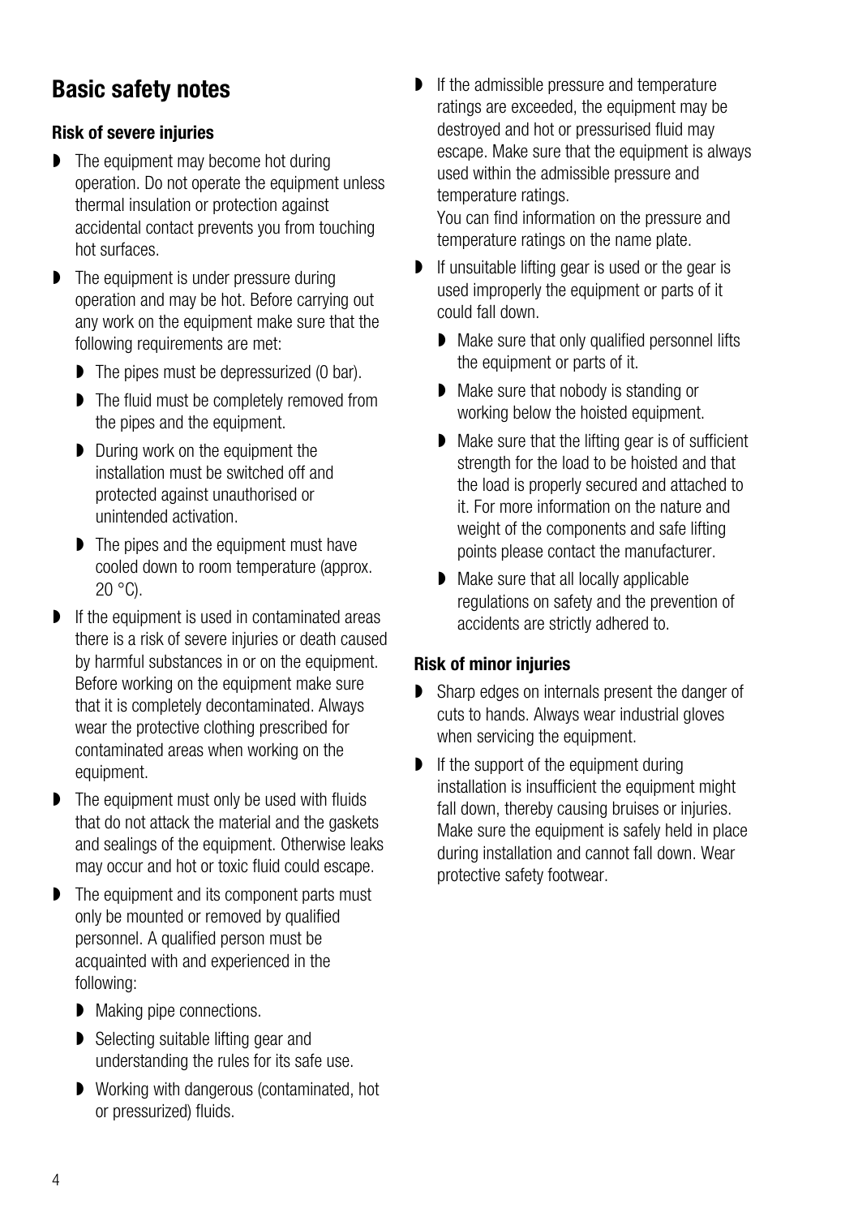## Basic safety notes

### Risk of severe injuries

- The equipment may become hot during operation. Do not operate the equipment unless thermal insulation or protection against accidental contact prevents you from touching hot surfaces.
- The equipment is under pressure during operation and may be hot. Before carrying out any work on the equipment make sure that the following requirements are met:
  - The pipes must be depressurized (0 bar).
  - The fluid must be completely removed from the pipes and the equipment.
  - During work on the equipment the installation must be switched off and protected against unauthorised or unintended activation.
  - The pipes and the equipment must have cooled down to room temperature (approx. 20 °C).
- If the equipment is used in contaminated areas there is a risk of severe injuries or death caused by harmful substances in or on the equipment. Before working on the equipment make sure that it is completely decontaminated. Always wear the protective clothing prescribed for contaminated areas when working on the equipment.
- The equipment must only be used with fluids that do not attack the material and the gaskets and sealings of the equipment. Otherwise leaks may occur and hot or toxic fluid could escape.
- The equipment and its component parts must only be mounted or removed by qualified personnel. A qualified person must be acquainted with and experienced in the following:
  - Making pipe connections.
  - Selecting suitable lifting gear and understanding the rules for its safe use.
  - Working with dangerous (contaminated, hot or pressurized) fluids.
- If the admissible pressure and temperature ratings are exceeded, the equipment may be destroyed and hot or pressurised fluid may escape. Make sure that the equipment is always used within the admissible pressure and temperature ratings.
  You can find information on the pressure and temperature ratings on the name plate.
- If unsuitable lifting gear is used or the gear is used improperly the equipment or parts of it could fall down.
  - Make sure that only qualified personnel lifts the equipment or parts of it.
  - Make sure that nobody is standing or working below the hoisted equipment.
  - Make sure that the lifting gear is of sufficient strength for the load to be hoisted and that the load is properly secured and attached to it. For more information on the nature and weight of the components and safe lifting points please contact the manufacturer.
  - Make sure that all locally applicable regulations on safety and the prevention of accidents are strictly adhered to.

### Risk of minor injuries

- Sharp edges on internals present the danger of cuts to hands. Always wear industrial gloves when servicing the equipment.
- If the support of the equipment during installation is insufficient the equipment might fall down, thereby causing bruises or injuries. Make sure the equipment is safely held in place during installation and cannot fall down. Wear protective safety footwear.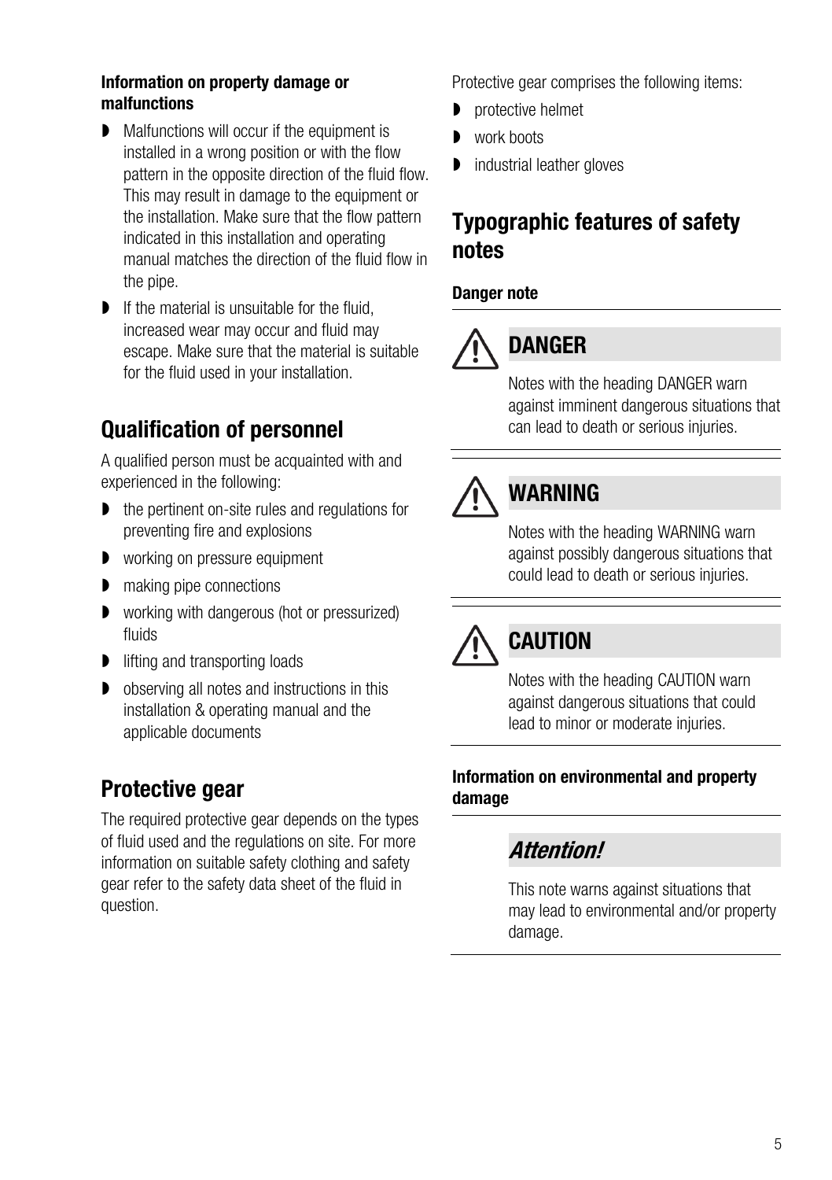**Information on property damage or malfunctions**

- Malfunctions will occur if the equipment is installed in a wrong position or with the flow pattern in the opposite direction of the fluid flow. This may result in damage to the equipment or the installation. Make sure that the flow pattern indicated in this installation and operating manual matches the direction of the fluid flow in the pipe.
- If the material is unsuitable for the fluid, increased wear may occur and fluid may escape. Make sure that the material is suitable for the fluid used in your installation.

## Qualification of personnel

A qualified person must be acquainted with and experienced in the following:

- the pertinent on-site rules and regulations for preventing fire and explosions
- working on pressure equipment
- making pipe connections
- working with dangerous (hot or pressurized) fluids
- lifting and transporting loads
- observing all notes and instructions in this installation & operating manual and the applicable documents

## Protective gear

The required protective gear depends on the types of fluid used and the regulations on site. For more information on suitable safety clothing and safety gear refer to the safety data sheet of the fluid in question.

Protective gear comprises the following items:

- protective helmet
- work boots
- industrial leather gloves

## Typographic features of safety notes

**Danger note**

### DANGER

Notes with the heading DANGER warn against imminent dangerous situations that can lead to death or serious injuries.

### WARNING

Notes with the heading WARNING warn against possibly dangerous situations that could lead to death or serious injuries.

### CAUTION

Notes with the heading CAUTION warn against dangerous situations that could lead to minor or moderate injuries.

**Information on environmental and property damage**

### *Attention!*

This note warns against situations that may lead to environmental and/or property damage.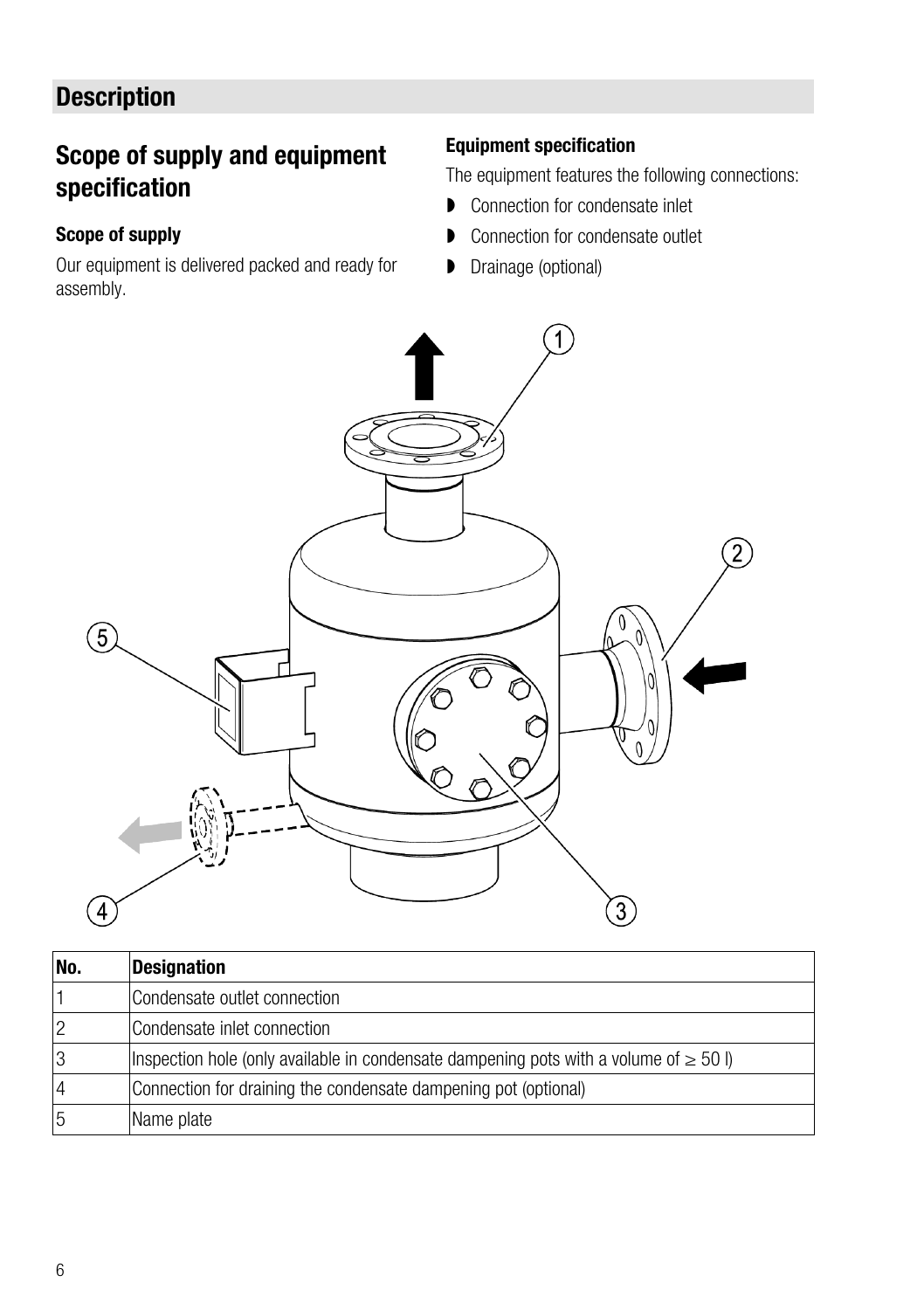# Description

## Scope of supply and equipment specification

### Scope of supply

Our equipment is delivered packed and ready for assembly.

### Equipment specification

The equipment features the following connections:

- Connection for condensate inlet
- Connection for condensate outlet
- Drainage (optional)

| No. | Designation |
| --- | --- |
| 1 | Condensate outlet connection |
| 2 | Condensate inlet connection |
| 3 | Inspection hole (only available in condensate dampening pots with a volume of ≥ 50 l) |
| 4 | Connection for draining the condensate dampening pot (optional) |
| 5 | Name plate |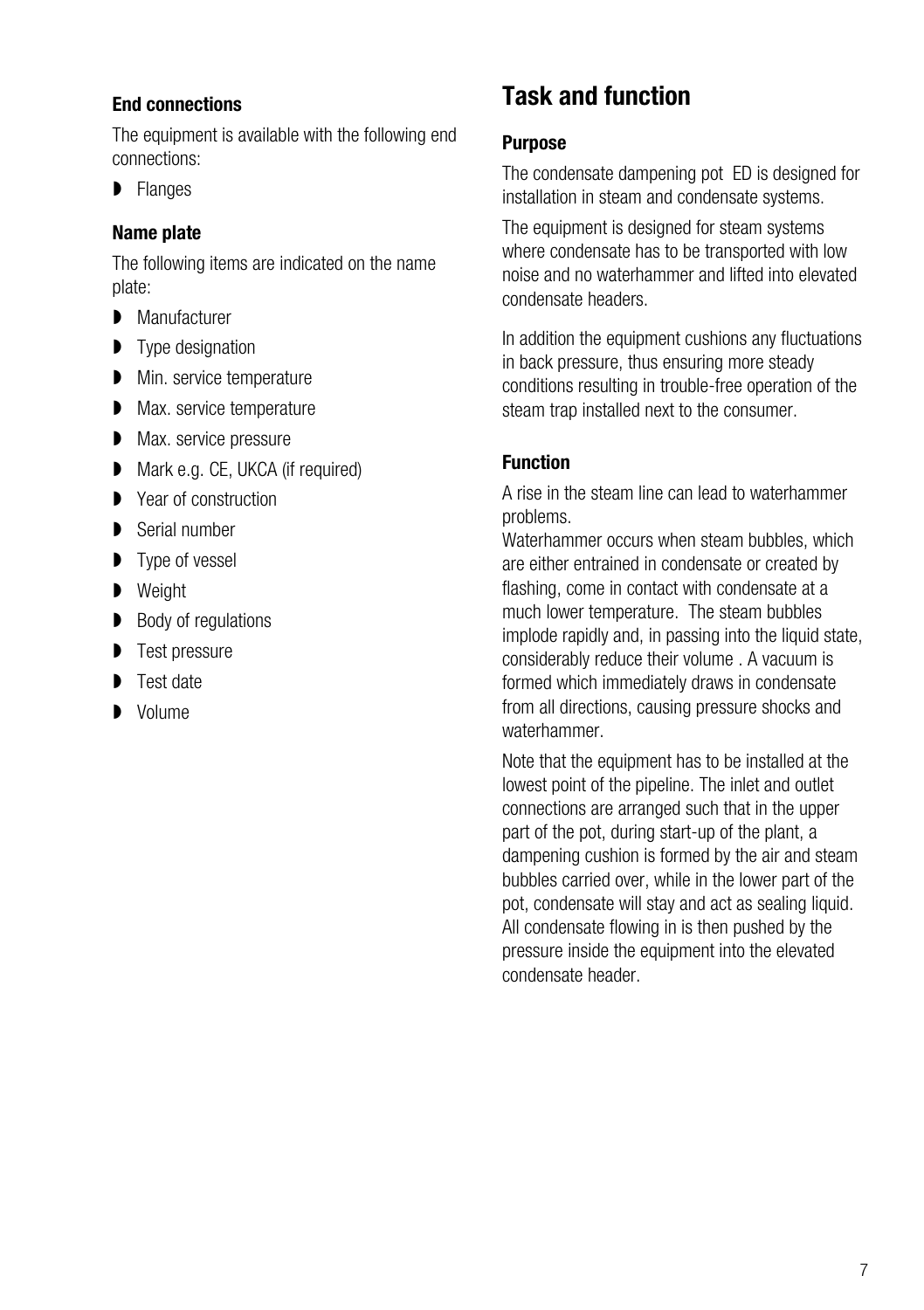### End connections

The equipment is available with the following end connections:

- Flanges

### Name plate

The following items are indicated on the name plate:

- Manufacturer
- Type designation
- Min. service temperature
- Max. service temperature
- Max. service pressure
- Mark e.g. CE, UKCA (if required)
- Year of construction
- Serial number
- Type of vessel
- Weight
- Body of regulations
- Test pressure
- Test date
- Volume

## Task and function

### Purpose

The condensate dampening pot ED is designed for installation in steam and condensate systems.

The equipment is designed for steam systems where condensate has to be transported with low noise and no waterhammer and lifted into elevated condensate headers.

In addition the equipment cushions any fluctuations in back pressure, thus ensuring more steady conditions resulting in trouble-free operation of the steam trap installed next to the consumer.

### Function

A rise in the steam line can lead to waterhammer problems.
Waterhammer occurs when steam bubbles, which are either entrained in condensate or created by flashing, come in contact with condensate at a much lower temperature. The steam bubbles implode rapidly and, in passing into the liquid state, considerably reduce their volume . A vacuum is formed which immediately draws in condensate from all directions, causing pressure shocks and waterhammer.

Note that the equipment has to be installed at the lowest point of the pipeline. The inlet and outlet connections are arranged such that in the upper part of the pot, during start-up of the plant, a dampening cushion is formed by the air and steam bubbles carried over, while in the lower part of the pot, condensate will stay and act as sealing liquid. All condensate flowing in is then pushed by the pressure inside the equipment into the elevated condensate header.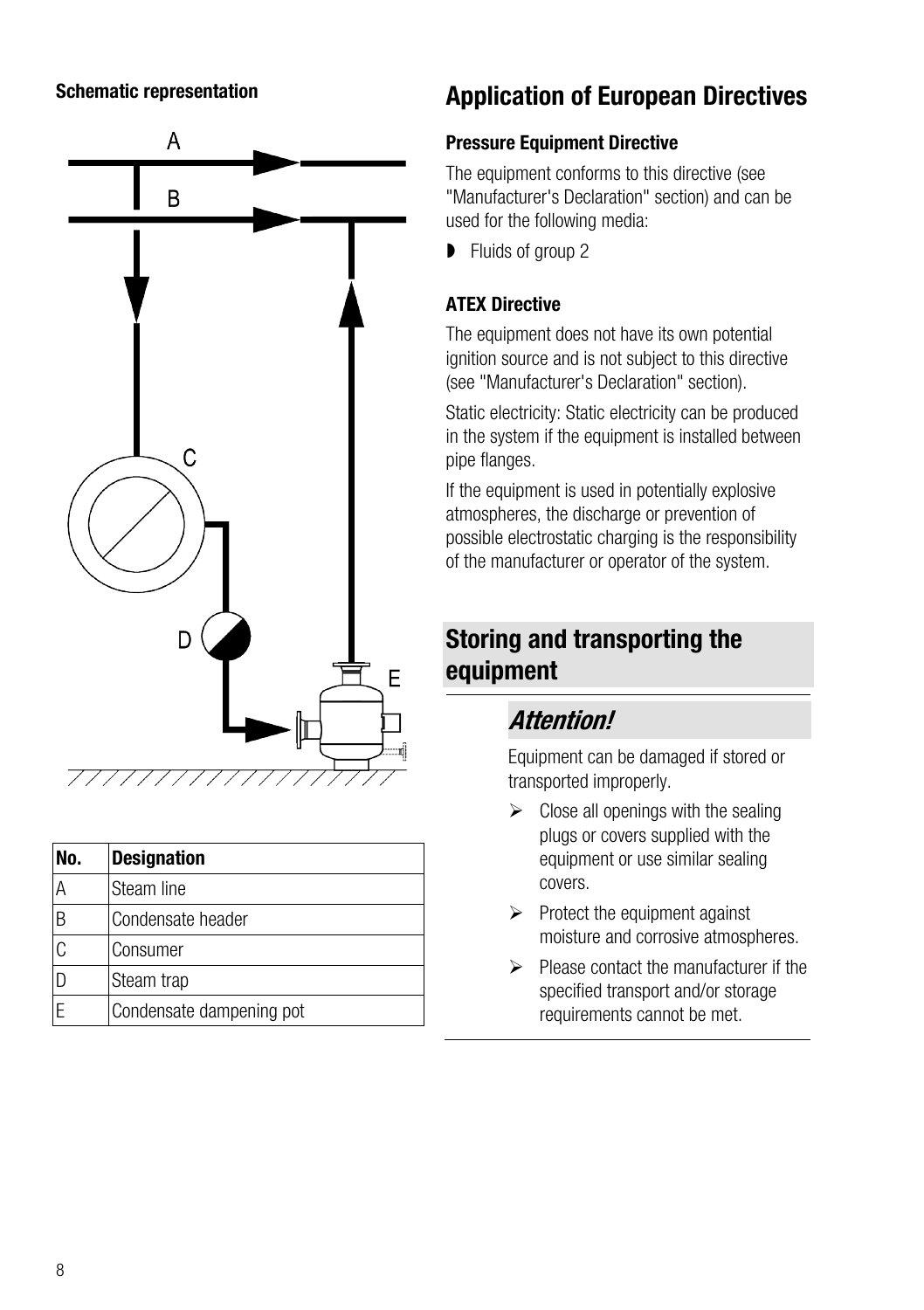**Schematic representation**

| No. | Designation |
| --- | --- |
| A | Steam line |
| B | Condensate header |
| C | Consumer |
| D | Steam trap |
| E | Condensate dampening pot |

## Application of European Directives

**Pressure Equipment Directive**

The equipment conforms to this directive (see "Manufacturer's Declaration" section) and can be used for the following media:

- Fluids of group 2

**ATEX Directive**

The equipment does not have its own potential ignition source and is not subject to this directive (see "Manufacturer's Declaration" section).

Static electricity: Static electricity can be produced in the system if the equipment is installed between pipe flanges.

If the equipment is used in potentially explosive atmospheres, the discharge or prevention of possible electrostatic charging is the responsibility of the manufacturer or operator of the system.

## Storing and transporting the equipment

### *Attention!*

Equipment can be damaged if stored or transported improperly.

- Close all openings with the sealing plugs or covers supplied with the equipment or use similar sealing covers.
- Protect the equipment against moisture and corrosive atmospheres.
- Please contact the manufacturer if the specified transport and/or storage requirements cannot be met.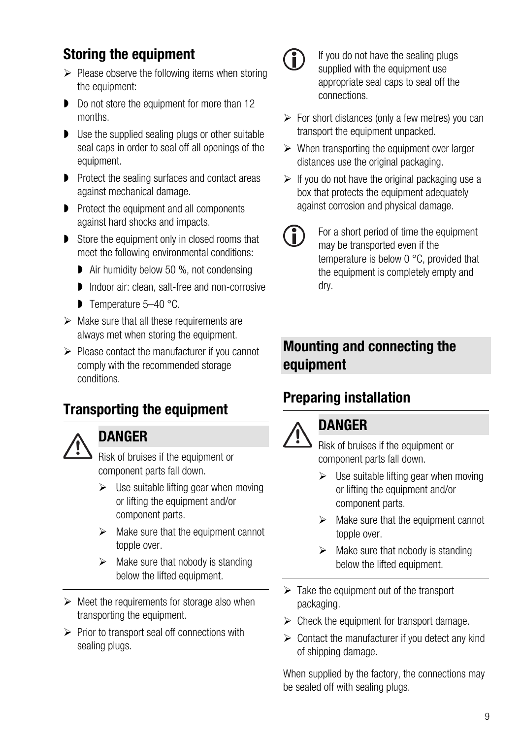## Storing the equipment

- Please observe the following items when storing the equipment:
- Do not store the equipment for more than 12 months.
- Use the supplied sealing plugs or other suitable seal caps in order to seal off all openings of the equipment.
- Protect the sealing surfaces and contact areas against mechanical damage.
- Protect the equipment and all components against hard shocks and impacts.
- Store the equipment only in closed rooms that meet the following environmental conditions:
  - Air humidity below 50 %, not condensing
  - Indoor air: clean, salt-free and non-corrosive
  - Temperature 5–40 °C.
- Make sure that all these requirements are always met when storing the equipment.
- Please contact the manufacturer if you cannot comply with the recommended storage conditions.

## Transporting the equipment

**DANGER**

Risk of bruises if the equipment or component parts fall down.

- Use suitable lifting gear when moving or lifting the equipment and/or component parts.
- Make sure that the equipment cannot topple over.
- Make sure that nobody is standing below the lifted equipment.

---

- Meet the requirements for storage also when transporting the equipment.
- Prior to transport seal off connections with sealing plugs.

ℹ If you do not have the sealing plugs supplied with the equipment use appropriate seal caps to seal off the connections.

- For short distances (only a few metres) you can transport the equipment unpacked.
- When transporting the equipment over larger distances use the original packaging.
- If you do not have the original packaging use a box that protects the equipment adequately against corrosion and physical damage.

ℹ For a short period of time the equipment may be transported even if the temperature is below 0 °C, provided that the equipment is completely empty and dry.

# Mounting and connecting the equipment

## Preparing installation

**DANGER**

Risk of bruises if the equipment or component parts fall down.

- Use suitable lifting gear when moving or lifting the equipment and/or component parts.
- Make sure that the equipment cannot topple over.
- Make sure that nobody is standing below the lifted equipment.

---

- Take the equipment out of the transport packaging.
- Check the equipment for transport damage.
- Contact the manufacturer if you detect any kind of shipping damage.

When supplied by the factory, the connections may be sealed off with sealing plugs.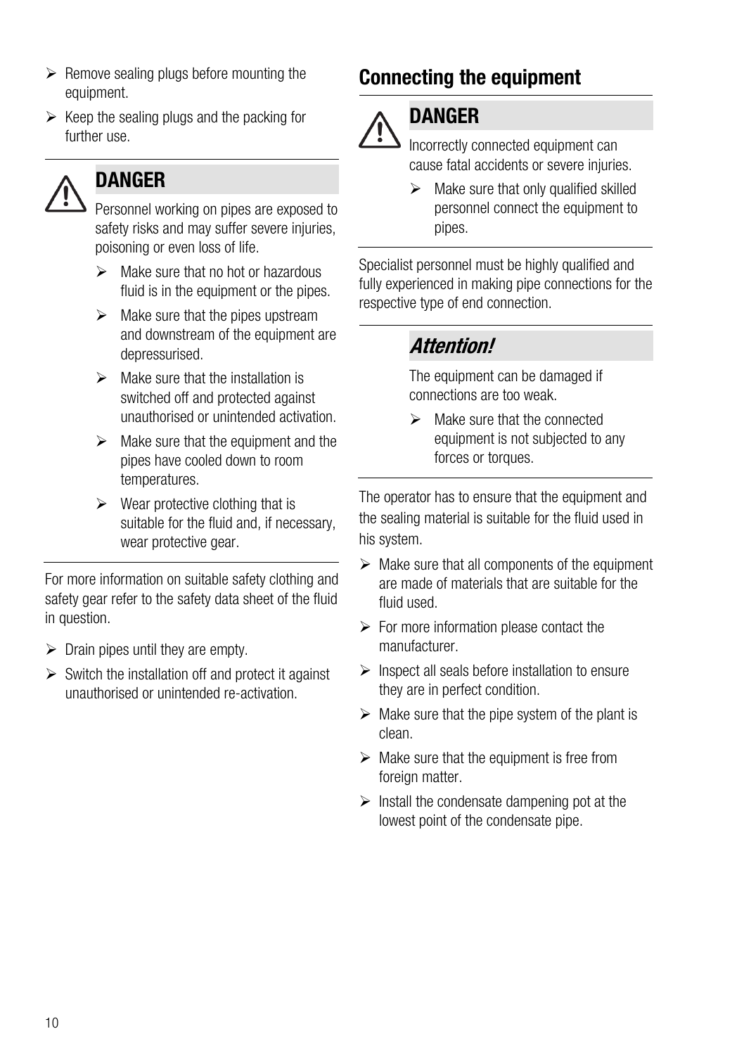- Remove sealing plugs before mounting the equipment.
- Keep the sealing plugs and the packing for further use.

**DANGER**

Personnel working on pipes are exposed to safety risks and may suffer severe injuries, poisoning or even loss of life.

- Make sure that no hot or hazardous fluid is in the equipment or the pipes.
- Make sure that the pipes upstream and downstream of the equipment are depressurised.
- Make sure that the installation is switched off and protected against unauthorised or unintended activation.
- Make sure that the equipment and the pipes have cooled down to room temperatures.
- Wear protective clothing that is suitable for the fluid and, if necessary, wear protective gear.

For more information on suitable safety clothing and safety gear refer to the safety data sheet of the fluid in question.

- Drain pipes until they are empty.
- Switch the installation off and protect it against unauthorised or unintended re-activation.

## Connecting the equipment

**DANGER**

Incorrectly connected equipment can cause fatal accidents or severe injuries.

- Make sure that only qualified skilled personnel connect the equipment to pipes.

Specialist personnel must be highly qualified and fully experienced in making pipe connections for the respective type of end connection.

***Attention!***

The equipment can be damaged if connections are too weak.

- Make sure that the connected equipment is not subjected to any forces or torques.

The operator has to ensure that the equipment and the sealing material is suitable for the fluid used in his system.

- Make sure that all components of the equipment are made of materials that are suitable for the fluid used.
- For more information please contact the manufacturer.
- Inspect all seals before installation to ensure they are in perfect condition.
- Make sure that the pipe system of the plant is clean.
- Make sure that the equipment is free from foreign matter.
- Install the condensate dampening pot at the lowest point of the condensate pipe.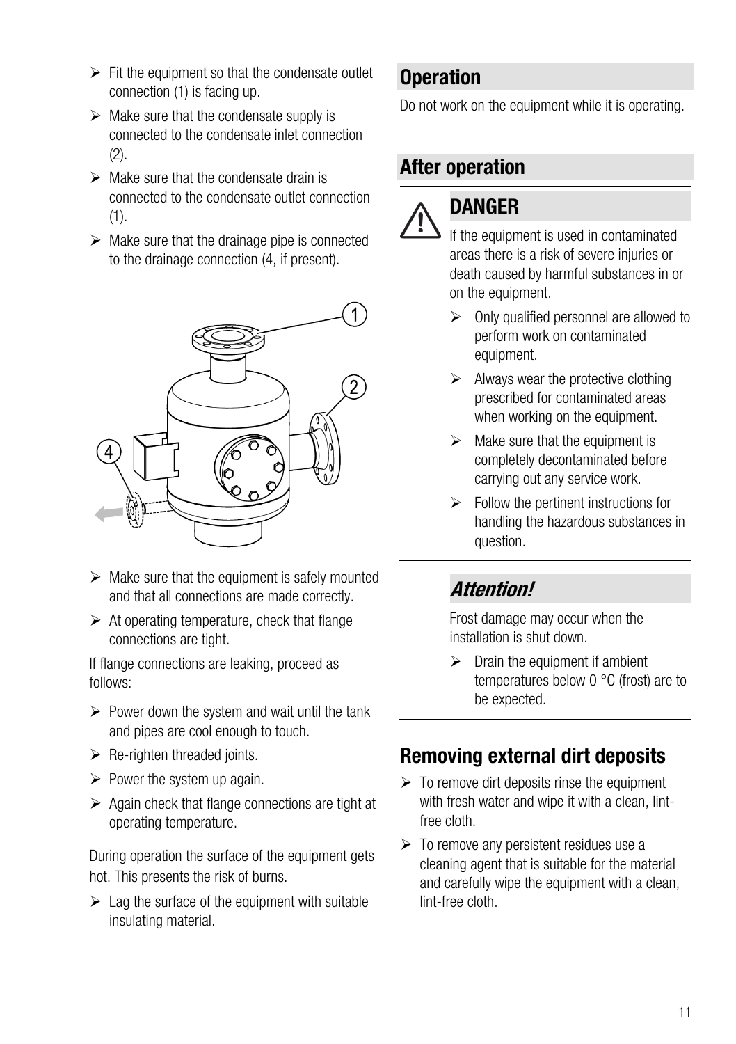- Fit the equipment so that the condensate outlet connection (1) is facing up.
- Make sure that the condensate supply is connected to the condensate inlet connection (2).
- Make sure that the condensate drain is connected to the condensate outlet connection (1).
- Make sure that the drainage pipe is connected to the drainage connection (4, if present).

- Make sure that the equipment is safely mounted and that all connections are made correctly.
- At operating temperature, check that flange connections are tight.

If flange connections are leaking, proceed as follows:

- Power down the system and wait until the tank and pipes are cool enough to touch.
- Re-righten threaded joints.
- Power the system up again.
- Again check that flange connections are tight at operating temperature.

During operation the surface of the equipment gets hot. This presents the risk of burns.

- Lag the surface of the equipment with suitable insulating material.

## Operation

Do not work on the equipment while it is operating.

## After operation

### DANGER

If the equipment is used in contaminated areas there is a risk of severe injuries or death caused by harmful substances in or on the equipment.

- Only qualified personnel are allowed to perform work on contaminated equipment.
- Always wear the protective clothing prescribed for contaminated areas when working on the equipment.
- Make sure that the equipment is completely decontaminated before carrying out any service work.
- Follow the pertinent instructions for handling the hazardous substances in question.

### *Attention!*

Frost damage may occur when the installation is shut down.

- Drain the equipment if ambient temperatures below 0 °C (frost) are to be expected.

## Removing external dirt deposits

- To remove dirt deposits rinse the equipment with fresh water and wipe it with a clean, lint-free cloth.
- To remove any persistent residues use a cleaning agent that is suitable for the material and carefully wipe the equipment with a clean, lint-free cloth.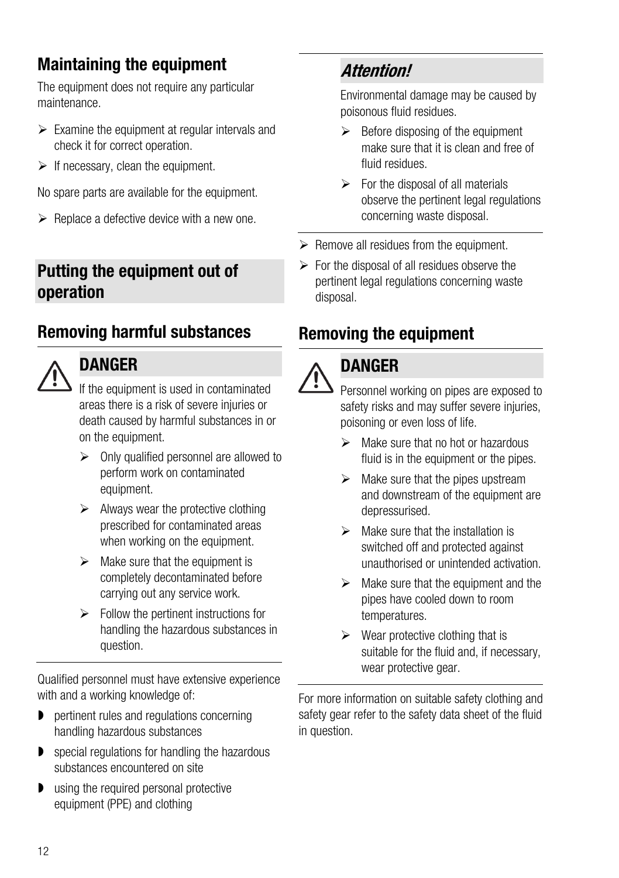## Maintaining the equipment

The equipment does not require any particular maintenance.

- Examine the equipment at regular intervals and check it for correct operation.
- If necessary, clean the equipment.

No spare parts are available for the equipment.

- Replace a defective device with a new one.

# Putting the equipment out of operation

## Removing harmful substances

### DANGER

If the equipment is used in contaminated areas there is a risk of severe injuries or death caused by harmful substances in or on the equipment.

- Only qualified personnel are allowed to perform work on contaminated equipment.
- Always wear the protective clothing prescribed for contaminated areas when working on the equipment.
- Make sure that the equipment is completely decontaminated before carrying out any service work.
- Follow the pertinent instructions for handling the hazardous substances in question.

Qualified personnel must have extensive experience with and a working knowledge of:

- pertinent rules and regulations concerning handling hazardous substances
- special regulations for handling the hazardous substances encountered on site
- using the required personal protective equipment (PPE) and clothing

### *Attention!*

Environmental damage may be caused by poisonous fluid residues.

- Before disposing of the equipment make sure that it is clean and free of fluid residues.
- For the disposal of all materials observe the pertinent legal regulations concerning waste disposal.

- Remove all residues from the equipment.
- For the disposal of all residues observe the pertinent legal regulations concerning waste disposal.

## Removing the equipment

### DANGER

Personnel working on pipes are exposed to safety risks and may suffer severe injuries, poisoning or even loss of life.

- Make sure that no hot or hazardous fluid is in the equipment or the pipes.
- Make sure that the pipes upstream and downstream of the equipment are depressurised.
- Make sure that the installation is switched off and protected against unauthorised or unintended activation.
- Make sure that the equipment and the pipes have cooled down to room temperatures.
- Wear protective clothing that is suitable for the fluid and, if necessary, wear protective gear.

For more information on suitable safety clothing and safety gear refer to the safety data sheet of the fluid in question.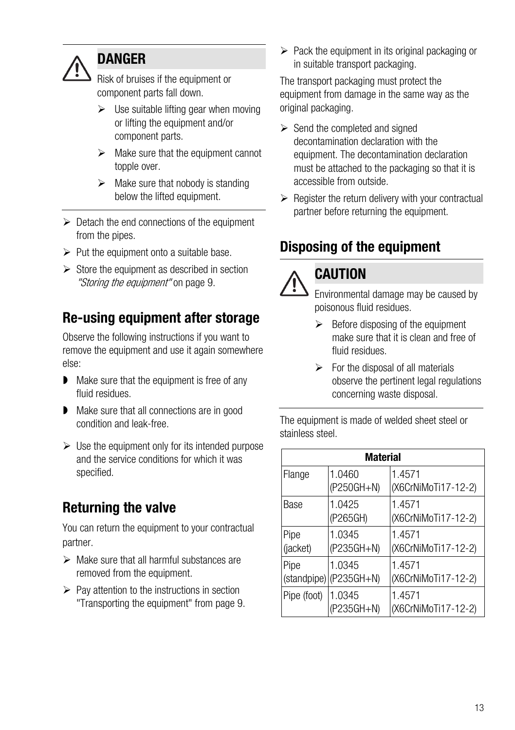**DANGER**

Risk of bruises if the equipment or component parts fall down.

- Use suitable lifting gear when moving or lifting the equipment and/or component parts.
- Make sure that the equipment cannot topple over.
- Make sure that nobody is standing below the lifted equipment.

- Detach the end connections of the equipment from the pipes.
- Put the equipment onto a suitable base.
- Store the equipment as described in section *"Storing the equipment"* on page 9.

## Re-using equipment after storage

Observe the following instructions if you want to remove the equipment and use it again somewhere else:

- Make sure that the equipment is free of any fluid residues.
- Make sure that all connections are in good condition and leak-free.

- Use the equipment only for its intended purpose and the service conditions for which it was specified.

## Returning the valve

You can return the equipment to your contractual partner.

- Make sure that all harmful substances are removed from the equipment.
- Pay attention to the instructions in section "Transporting the equipment" from page 9.
- Pack the equipment in its original packaging or in suitable transport packaging.

The transport packaging must protect the equipment from damage in the same way as the original packaging.

- Send the completed and signed decontamination declaration with the equipment. The decontamination declaration must be attached to the packaging so that it is accessible from outside.
- Register the return delivery with your contractual partner before returning the equipment.

## Disposing of the equipment

**CAUTION**

Environmental damage may be caused by poisonous fluid residues.

- Before disposing of the equipment make sure that it is clean and free of fluid residues.
- For the disposal of all materials observe the pertinent legal regulations concerning waste disposal.

The equipment is made of welded sheet steel or stainless steel.

| Material | | |
|---|---|---|
| Flange | 1.0460 (P250GH+N) | 1.4571 (X6CrNiMoTi17-12-2) |
| Base | 1.0425 (P265GH) | 1.4571 (X6CrNiMoTi17-12-2) |
| Pipe (jacket) | 1.0345 (P235GH+N) | 1.4571 (X6CrNiMoTi17-12-2) |
| Pipe (standpipe) | 1.0345 (P235GH+N) | 1.4571 (X6CrNiMoTi17-12-2) |
| Pipe (foot) | 1.0345 (P235GH+N) | 1.4571 (X6CrNiMoTi17-12-2) |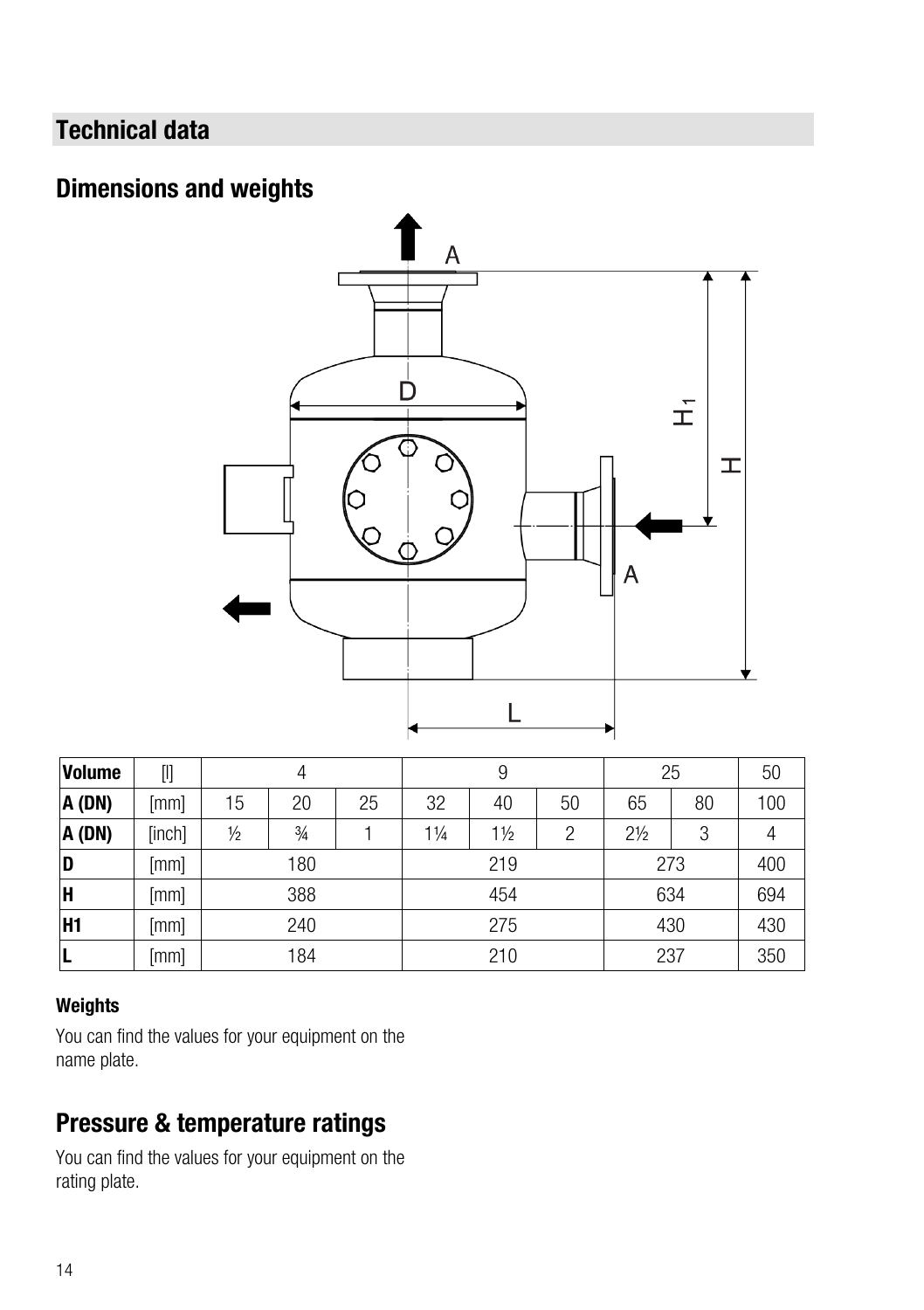## Technical data

## Dimensions and weights

| Volume | [l] | 4 | | | 9 | | | 25 | | 50 |
|---|---|---|---|---|---|---|---|---|---|---|
| A (DN) | [mm] | 15 | 20 | 25 | 32 | 40 | 50 | 65 | 80 | 100 |
| A (DN) | [inch] | ½ | ¾ | 1 | 1¼ | 1½ | 2 | 2½ | 3 | 4 |
| D | [mm] | 180 | | | 219 | | | 273 | | 400 |
| H | [mm] | 388 | | | 454 | | | 634 | | 694 |
| H1 | [mm] | 240 | | | 275 | | | 430 | | 430 |
| L | [mm] | 184 | | | 210 | | | 237 | | 350 |

#### Weights

You can find the values for your equipment on the name plate.

## Pressure & temperature ratings

You can find the values for your equipment on the rating plate.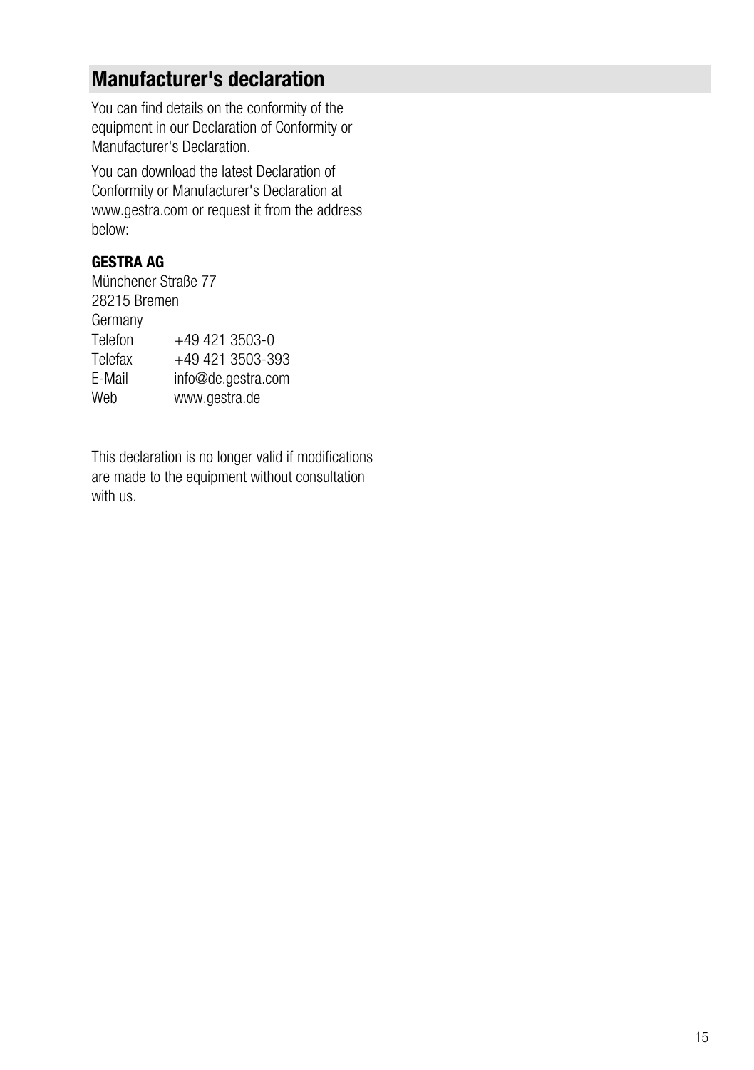## Manufacturer's declaration

You can find details on the conformity of the equipment in our Declaration of Conformity or Manufacturer's Declaration.

You can download the latest Declaration of Conformity or Manufacturer's Declaration at www.gestra.com or request it from the address below:

**GESTRA AG**
Münchener Straße 77
28215 Bremen
Germany

| | |
|---|---|
| Telefon | +49 421 3503-0 |
| Telefax | +49 421 3503-393 |
| E-Mail | info@de.gestra.com |
| Web | www.gestra.de |

This declaration is no longer valid if modifications are made to the equipment without consultation with us.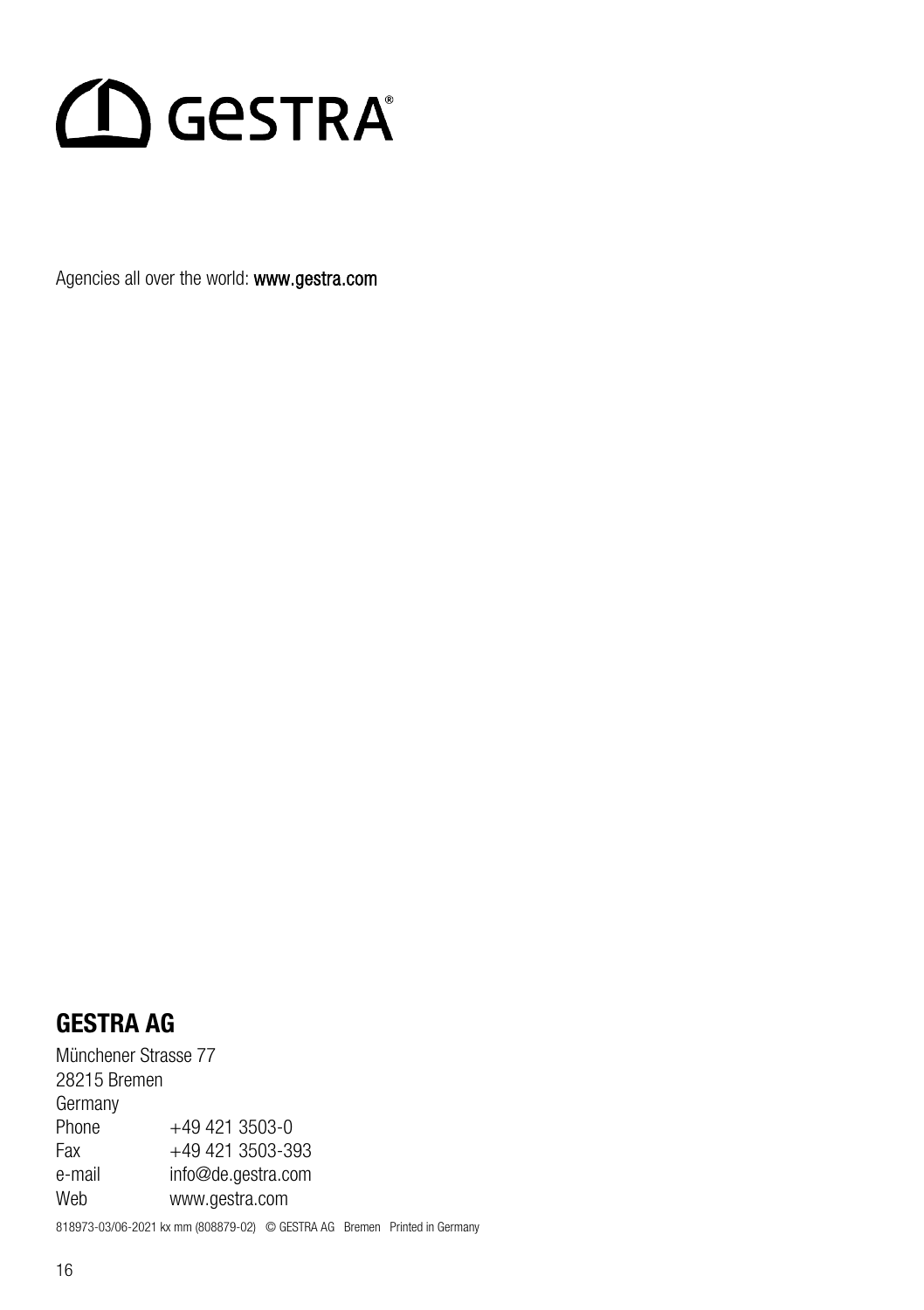GESTRA®

Agencies all over the world: **www.gestra.com**

## GESTRA AG

Münchener Strasse 77
28215 Bremen
Germany

| | |
|---|---|
| Phone | +49 421 3503-0 |
| Fax | +49 421 3503-393 |
| e-mail | info@de.gestra.com |
| Web | www.gestra.com |

818973-03/06-2021 kx mm (808879-02) © GESTRA AG Bremen Printed in Germany